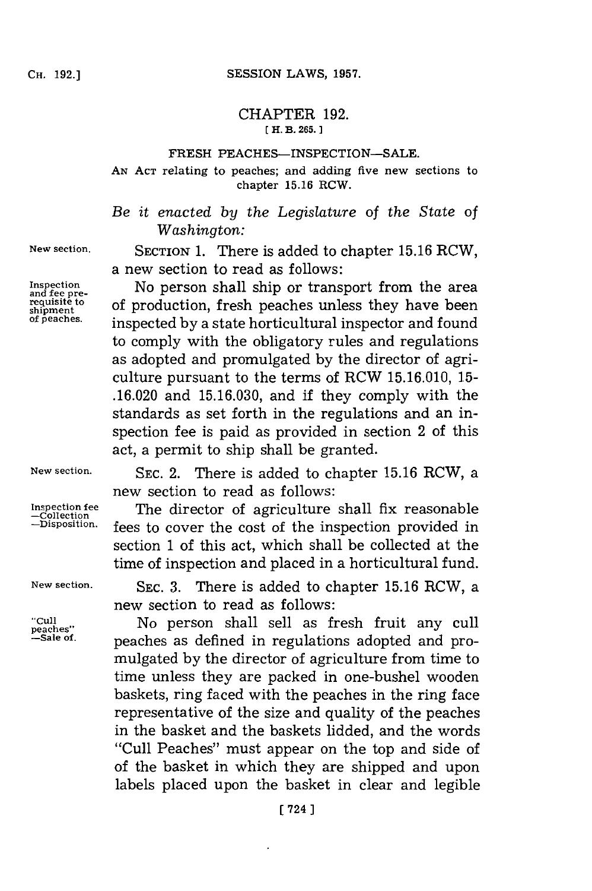# CHAPTER 192.

[ H. B. 265. ]

## FRESH PEACHES—INSPECTION—SALE.

AN ACT relating to peaches; and adding five new sections to chapter 15.16 RCW.

*Be it enacted by the Legislature of the State of Washington:*

New section.

SECTION 1. There is added to chapter 15.16 RCW, a new section to read as follows:

Inspection and fee prerequisite to shipment of peaches.

No person shall ship or transport from the area of production, fresh peaches unless they have been inspected by a state horticultural inspector and found to comply with the obligatory rules and regulations as adopted and promulgated by the director of agriculture pursuant to the terms of RCW 15.16.010, 15-.16.020 and 15.16.030, and if they comply with the standards as set forth in the regulations and an inspection fee is paid as provided in section 2 of this act, a permit to ship shall be granted.

New section.

SEC. 2. There is added to chapter 15.16 RCW, a new section to read as follows:

Inspection fee —Collection —Disposition.

The director of agriculture shall fix reasonable fees to cover the cost of the inspection provided in section 1 of this act, which shall be collected at the time of inspection and placed in a horticultural fund.

New section.

SEC. 3. There is added to chapter 15.16 RCW, a new section to read as follows:

"Cull peaches" —Sale of.

No person shall sell as fresh fruit any cull peaches as defined in regulations adopted and promulgated by the director of agriculture from time to time unless they are packed in one-bushel wooden baskets, ring faced with the peaches in the ring face representative of the size and quality of the peaches in the basket and the baskets lidded, and the words "Cull Peaches" must appear on the top and side of of the basket in which they are shipped and upon labels placed upon the basket in clear and legible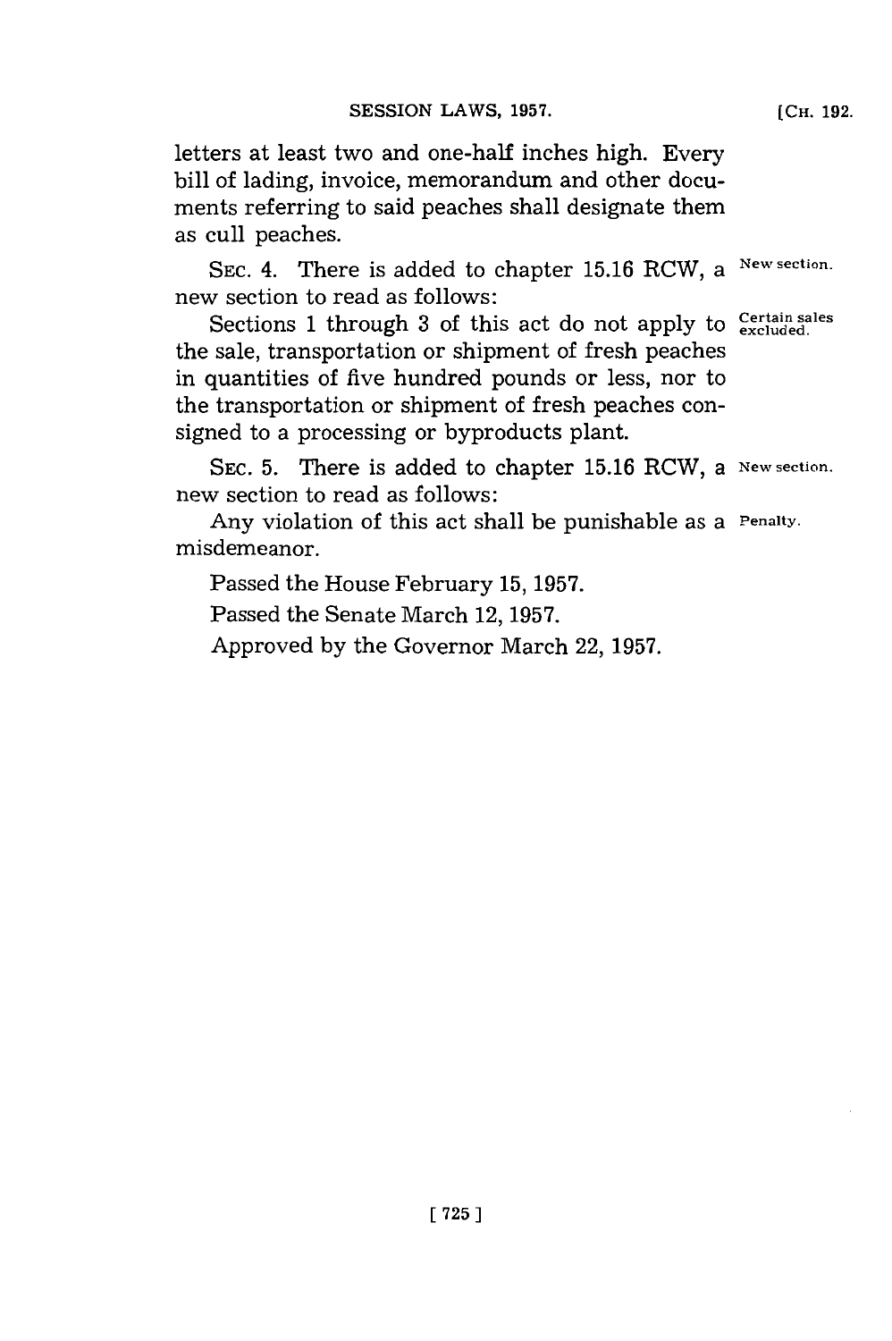letters at least two and one-half inches high. Every bill of lading, invoice, memorandum and other documents referring to said peaches shall designate them as cull peaches.

SEC. 4. There is added to chapter 15.16 RCW, a new section to read as follows: *New section.*

Sections 1 through 3 of this act do not apply to the sale, transportation or shipment of fresh peaches in quantities of five hundred pounds or less, nor to the transportation or shipment of fresh peaches consigned to a processing or byproducts plant. *Certain sales excluded.*

SEC. 5. There is added to chapter 15.16 RCW, a new section to read as follows: *New section.*

Any violation of this act shall be punishable as a misdemeanor. *Penalty.*

Passed the House February 15, 1957.

Passed the Senate March 12, 1957.

Approved by the Governor March 22, 1957.